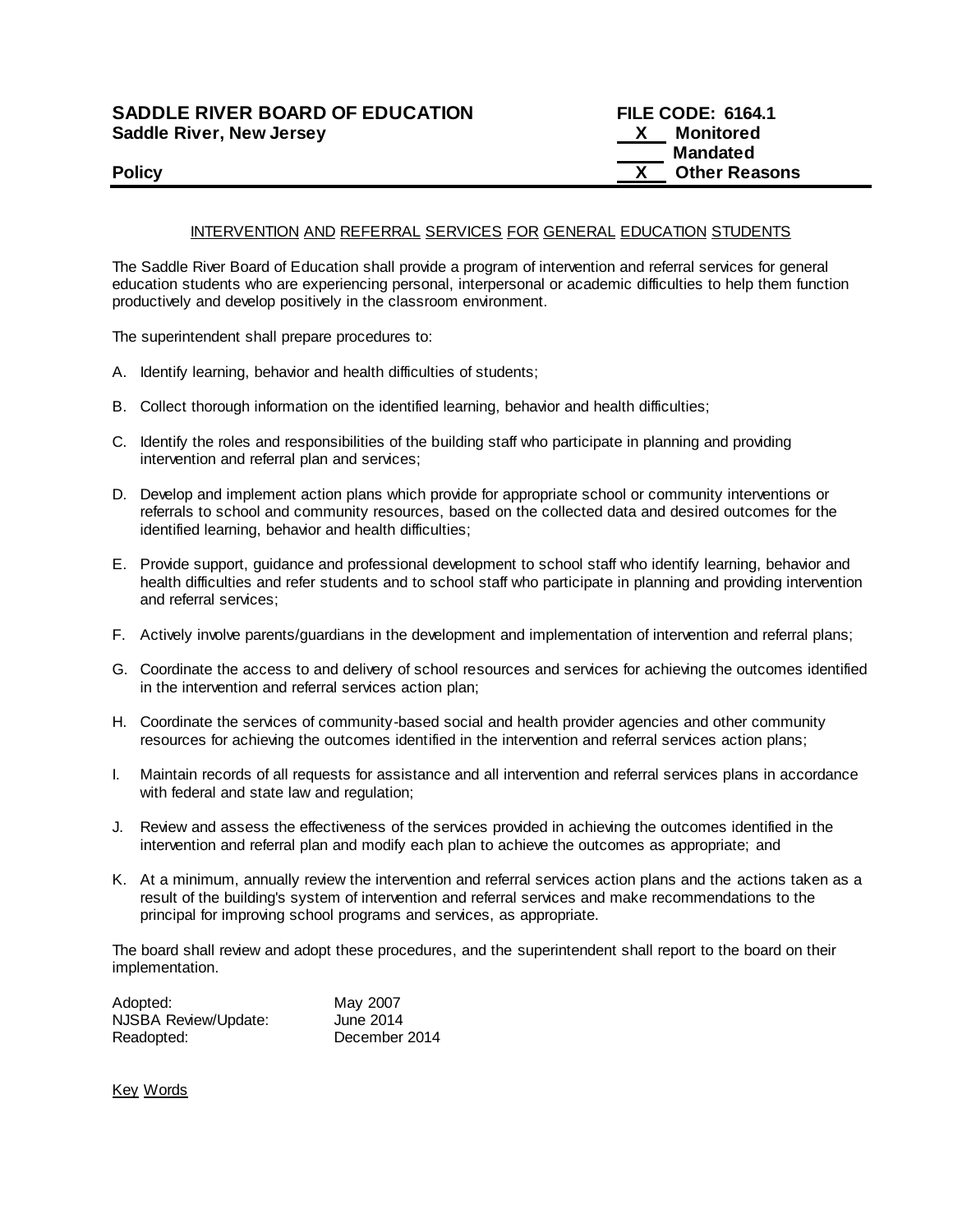**SADDLE RIVER BOARD OF EDUCATION** **FILE CODE: 6164.1**
**Saddle River, New Jersey** **X Monitored**
**Mandated**
**Policy** **X Other Reasons**

---

INTERVENTION AND REFERRAL SERVICES FOR GENERAL EDUCATION STUDENTS

The Saddle River Board of Education shall provide a program of intervention and referral services for general education students who are experiencing personal, interpersonal or academic difficulties to help them function productively and develop positively in the classroom environment.

The superintendent shall prepare procedures to:

A. Identify learning, behavior and health difficulties of students;

B. Collect thorough information on the identified learning, behavior and health difficulties;

C. Identify the roles and responsibilities of the building staff who participate in planning and providing intervention and referral plan and services;

D. Develop and implement action plans which provide for appropriate school or community interventions or referrals to school and community resources, based on the collected data and desired outcomes for the identified learning, behavior and health difficulties;

E. Provide support, guidance and professional development to school staff who identify learning, behavior and health difficulties and refer students and to school staff who participate in planning and providing intervention and referral services;

F. Actively involve parents/guardians in the development and implementation of intervention and referral plans;

G. Coordinate the access to and delivery of school resources and services for achieving the outcomes identified in the intervention and referral services action plan;

H. Coordinate the services of community-based social and health provider agencies and other community resources for achieving the outcomes identified in the intervention and referral services action plans;

I. Maintain records of all requests for assistance and all intervention and referral services plans in accordance with federal and state law and regulation;

J. Review and assess the effectiveness of the services provided in achieving the outcomes identified in the intervention and referral plan and modify each plan to achieve the outcomes as appropriate; and

K. At a minimum, annually review the intervention and referral services action plans and the actions taken as a result of the building's system of intervention and referral services and make recommendations to the principal for improving school programs and services, as appropriate.

The board shall review and adopt these procedures, and the superintendent shall report to the board on their implementation.

| | |
|---|---|
| Adopted: | May 2007 |
| NJSBA Review/Update: | June 2014 |
| Readopted: | December 2014 |

Key Words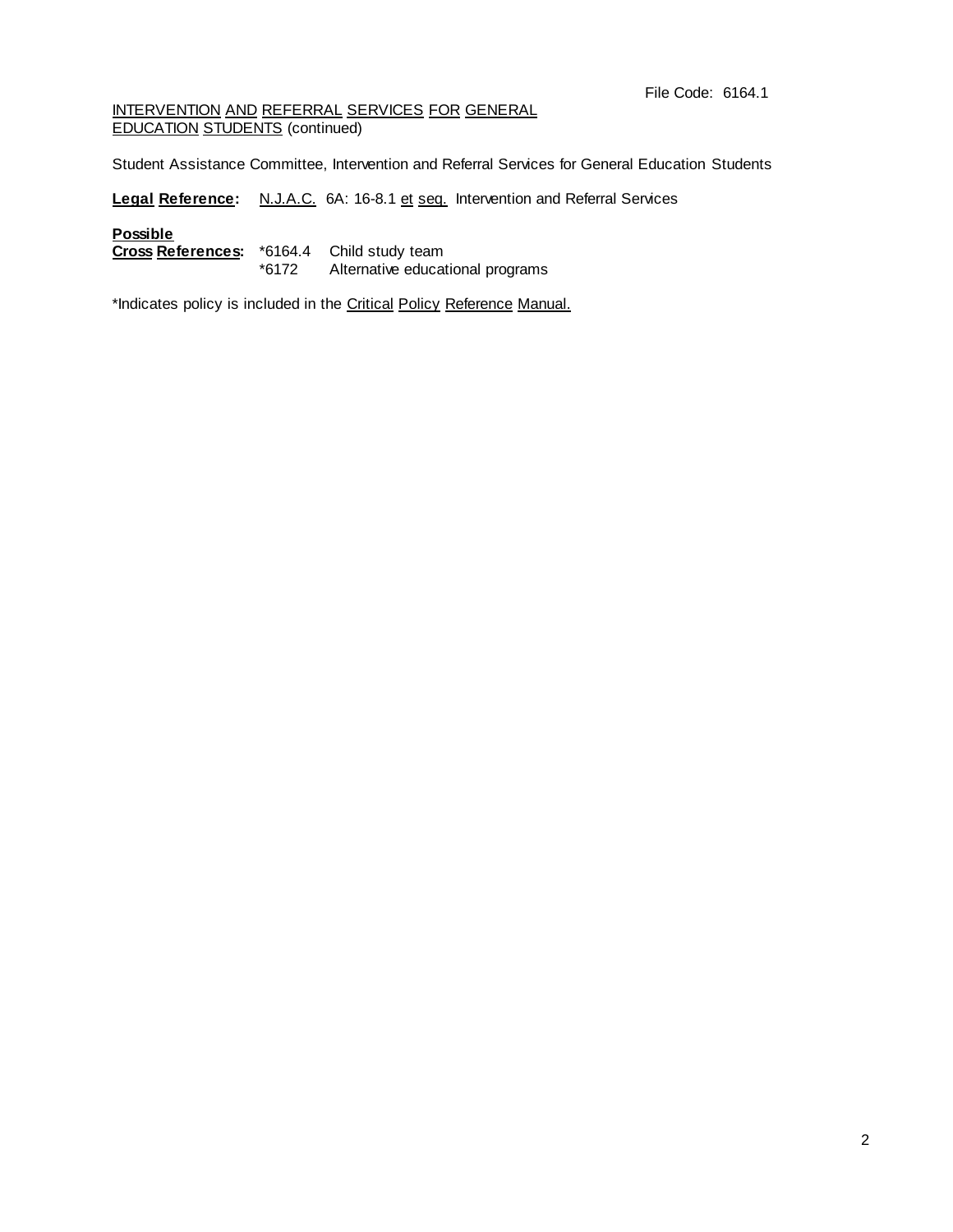INTERVENTION AND REFERRAL SERVICES FOR GENERAL EDUCATION STUDENTS (continued)

Student Assistance Committee, Intervention and Referral Services for General Education Students

**Legal Reference:** N.J.A.C. 6A: 16-8.1 et seq. Intervention and Referral Services

**Possible Cross References:**

*6164.4 Child study team
*6172 Alternative educational programs

*Indicates policy is included in the Critical Policy Reference Manual.